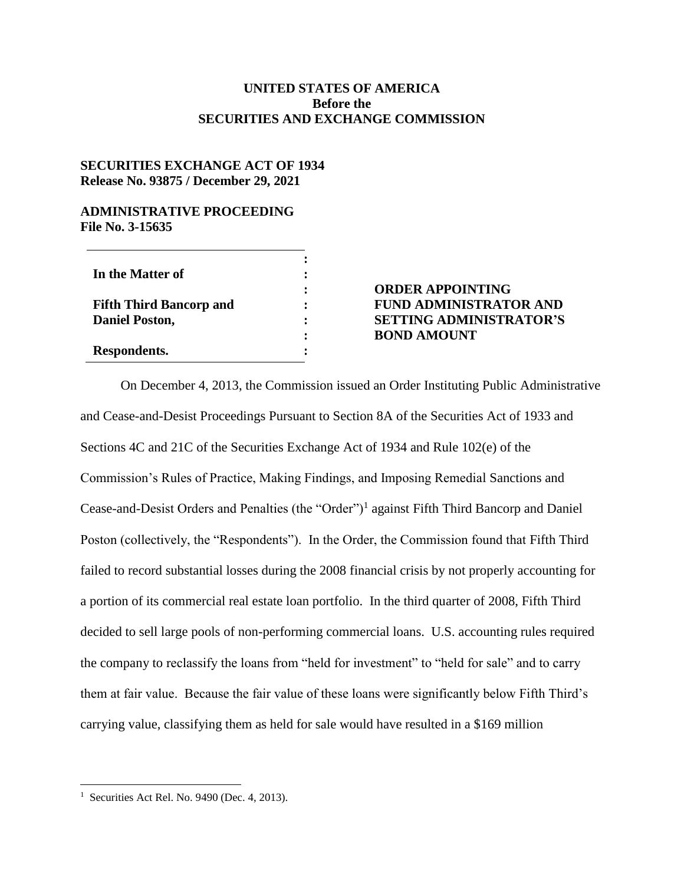**UNITED STATES OF AMERICA**
**Before the**
**SECURITIES AND EXCHANGE COMMISSION**

**SECURITIES EXCHANGE ACT OF 1934**
**Release No. 93875 / December 29, 2021**

**ADMINISTRATIVE PROCEEDING**
**File No. 3-15635**

| | | |
|---|---|---|
| **In the Matter of** | : | |
| **Fifth Third Bancorp and Daniel Poston,** | : | **ORDER APPOINTING FUND ADMINISTRATOR AND SETTING ADMINISTRATOR'S BOND AMOUNT** |
| **Respondents.** | : | |

On December 4, 2013, the Commission issued an Order Instituting Public Administrative and Cease-and-Desist Proceedings Pursuant to Section 8A of the Securities Act of 1933 and Sections 4C and 21C of the Securities Exchange Act of 1934 and Rule 102(e) of the Commission's Rules of Practice, Making Findings, and Imposing Remedial Sanctions and Cease-and-Desist Orders and Penalties (the "Order")[1] against Fifth Third Bancorp and Daniel Poston (collectively, the "Respondents"). In the Order, the Commission found that Fifth Third failed to record substantial losses during the 2008 financial crisis by not properly accounting for a portion of its commercial real estate loan portfolio. In the third quarter of 2008, Fifth Third decided to sell large pools of non-performing commercial loans. U.S. accounting rules required the company to reclassify the loans from "held for investment" to "held for sale" and to carry them at fair value. Because the fair value of these loans were significantly below Fifth Third's carrying value, classifying them as held for sale would have resulted in a $169 million

[1] Securities Act Rel. No. 9490 (Dec. 4, 2013).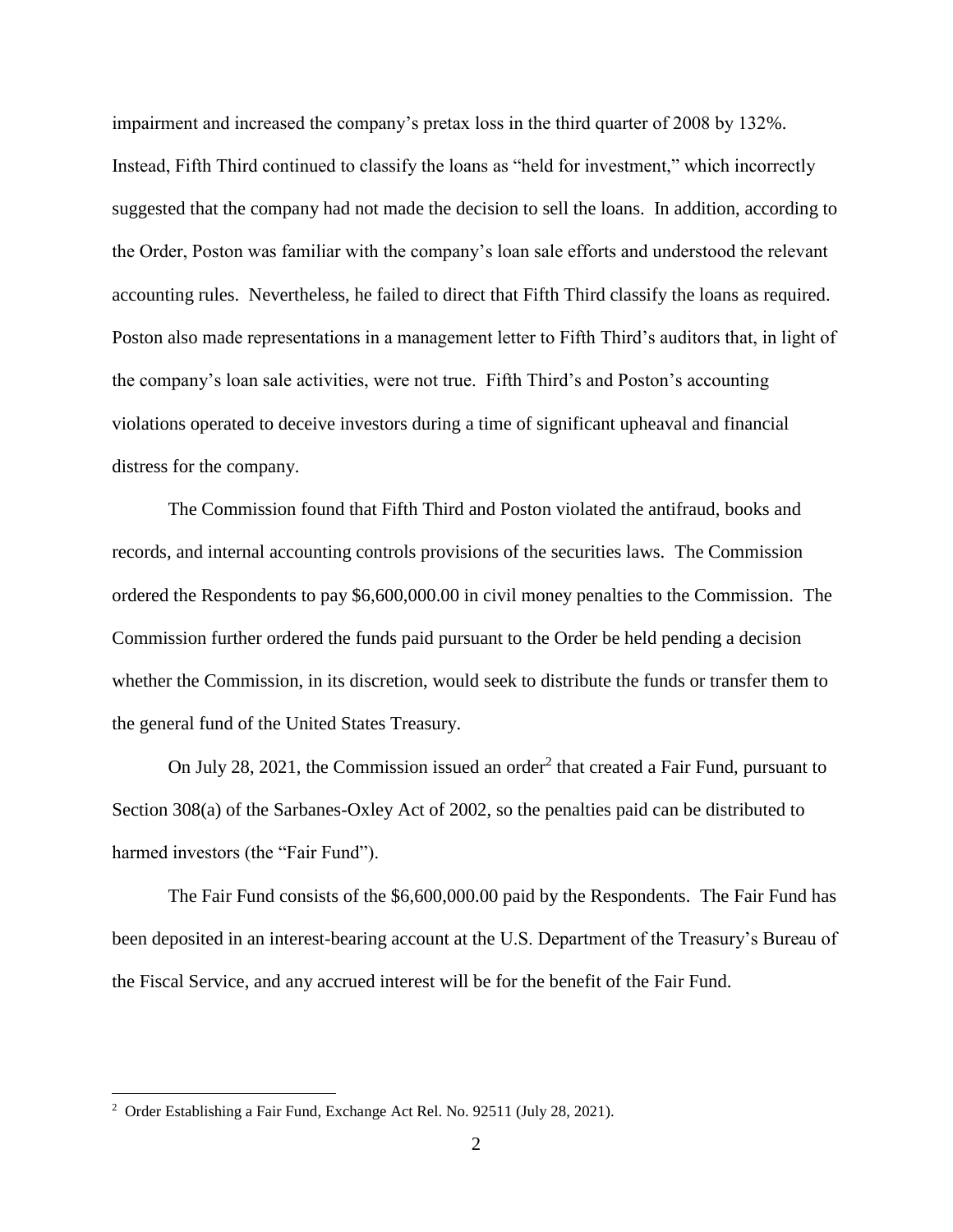impairment and increased the company's pretax loss in the third quarter of 2008 by 132%. Instead, Fifth Third continued to classify the loans as "held for investment," which incorrectly suggested that the company had not made the decision to sell the loans. In addition, according to the Order, Poston was familiar with the company's loan sale efforts and understood the relevant accounting rules. Nevertheless, he failed to direct that Fifth Third classify the loans as required. Poston also made representations in a management letter to Fifth Third's auditors that, in light of the company's loan sale activities, were not true. Fifth Third's and Poston's accounting violations operated to deceive investors during a time of significant upheaval and financial distress for the company.

The Commission found that Fifth Third and Poston violated the antifraud, books and records, and internal accounting controls provisions of the securities laws. The Commission ordered the Respondents to pay $6,600,000.00 in civil money penalties to the Commission. The Commission further ordered the funds paid pursuant to the Order be held pending a decision whether the Commission, in its discretion, would seek to distribute the funds or transfer them to the general fund of the United States Treasury.

On July 28, 2021, the Commission issued an order[2] that created a Fair Fund, pursuant to Section 308(a) of the Sarbanes-Oxley Act of 2002, so the penalties paid can be distributed to harmed investors (the "Fair Fund").

The Fair Fund consists of the $6,600,000.00 paid by the Respondents. The Fair Fund has been deposited in an interest-bearing account at the U.S. Department of the Treasury's Bureau of the Fiscal Service, and any accrued interest will be for the benefit of the Fair Fund.

---

[2] Order Establishing a Fair Fund, Exchange Act Rel. No. 92511 (July 28, 2021).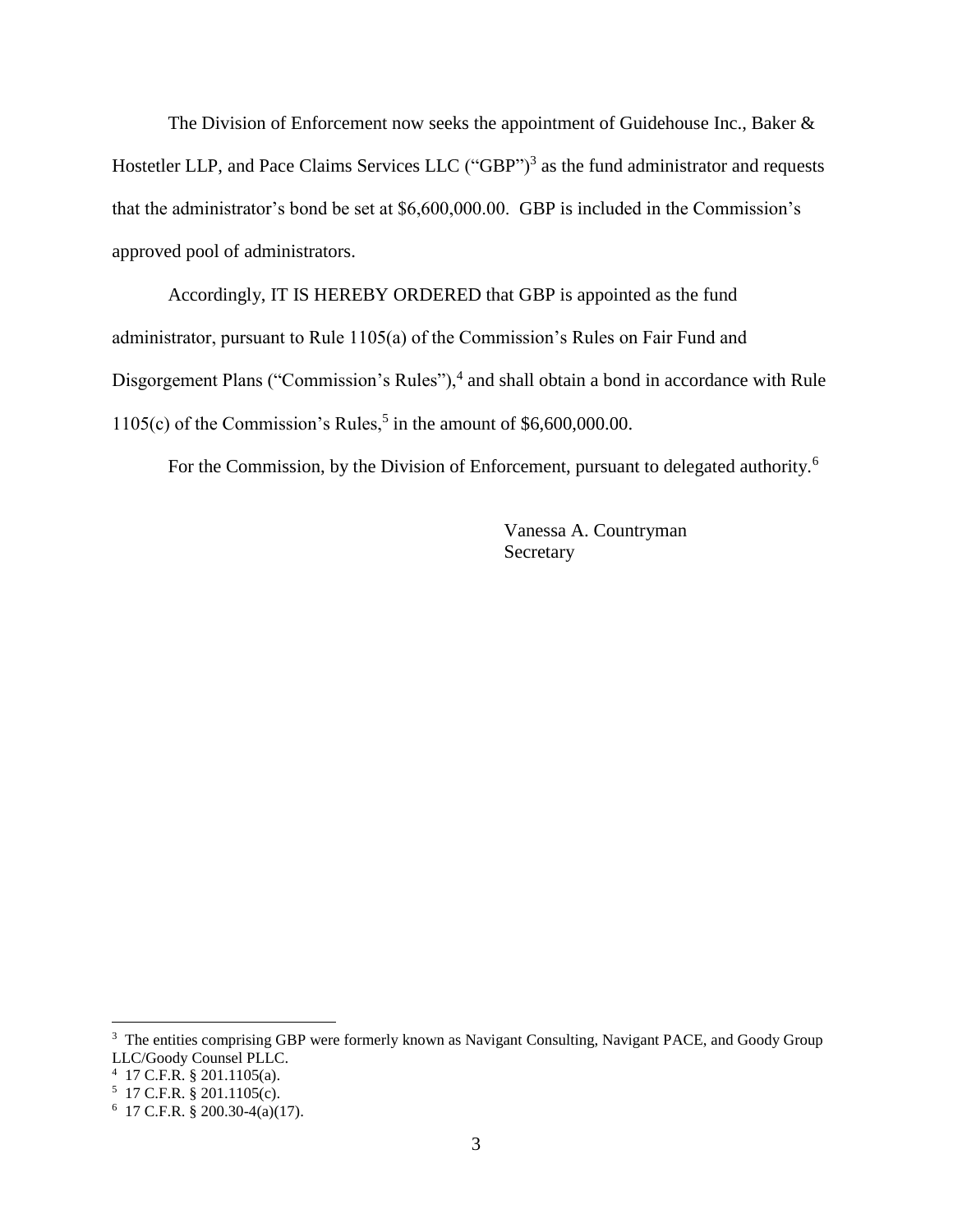The Division of Enforcement now seeks the appointment of Guidehouse Inc., Baker & Hostetler LLP, and Pace Claims Services LLC ("GBP")[3] as the fund administrator and requests that the administrator's bond be set at $6,600,000.00. GBP is included in the Commission's approved pool of administrators.

Accordingly, IT IS HEREBY ORDERED that GBP is appointed as the fund administrator, pursuant to Rule 1105(a) of the Commission's Rules on Fair Fund and Disgorgement Plans ("Commission's Rules"),[4] and shall obtain a bond in accordance with Rule 1105(c) of the Commission's Rules,[5] in the amount of $6,600,000.00.

For the Commission, by the Division of Enforcement, pursuant to delegated authority.[6]

Vanessa A. Countryman
Secretary

---

[3] The entities comprising GBP were formerly known as Navigant Consulting, Navigant PACE, and Goody Group LLC/Goody Counsel PLLC.

[4] 17 C.F.R. § 201.1105(a).

[5] 17 C.F.R. § 201.1105(c).

[6] 17 C.F.R. § 200.30-4(a)(17).